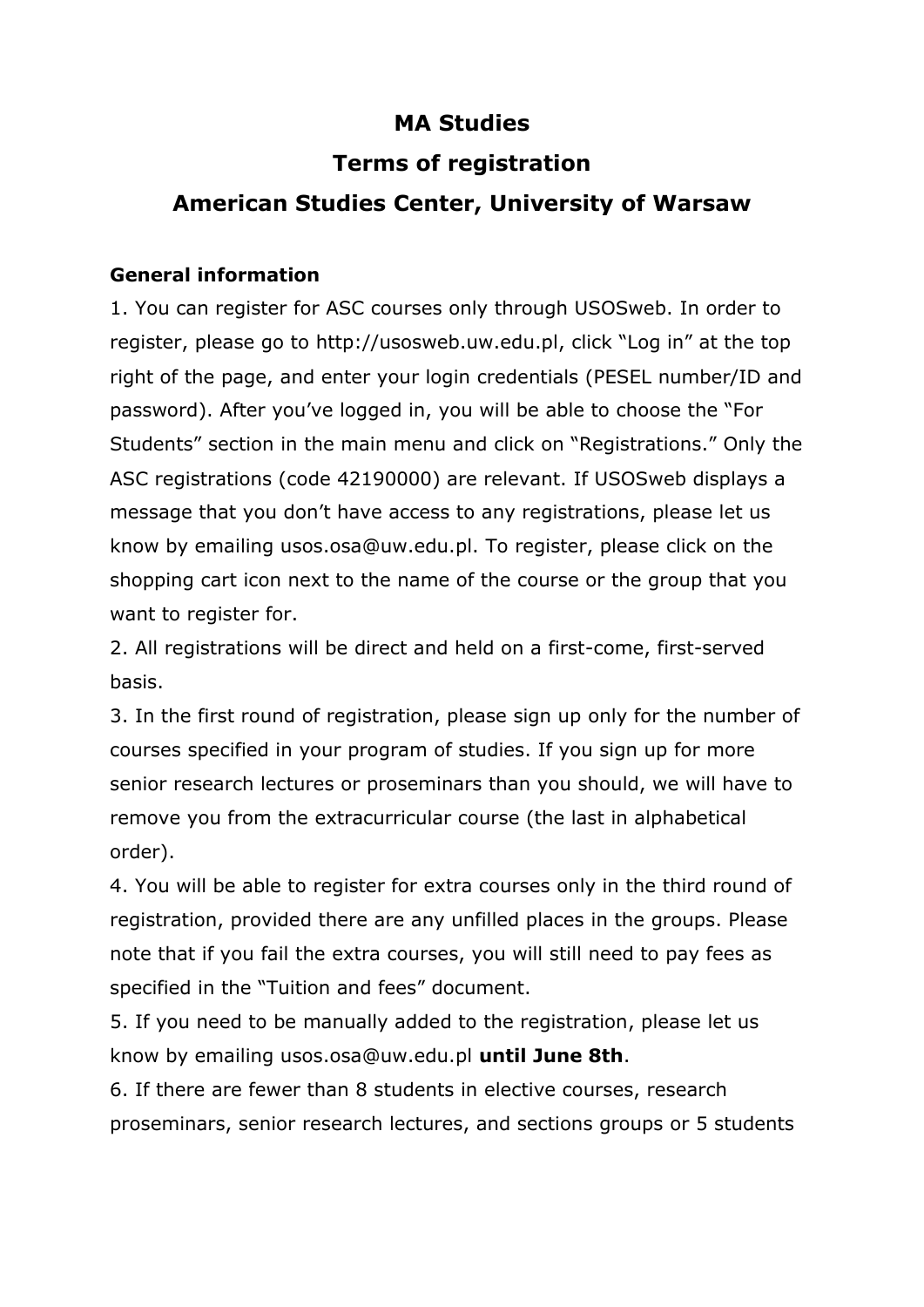# MA Studies

# Terms of registration

# American Studies Center, University of Warsaw

**General information**

1. You can register for ASC courses only through USOSweb. In order to register, please go to http://usosweb.uw.edu.pl, click "Log in" at the top right of the page, and enter your login credentials (PESEL number/ID and password). After you've logged in, you will be able to choose the "For Students" section in the main menu and click on "Registrations." Only the ASC registrations (code 42190000) are relevant. If USOSweb displays a message that you don't have access to any registrations, please let us know by emailing usos.osa@uw.edu.pl. To register, please click on the shopping cart icon next to the name of the course or the group that you want to register for.
2. All registrations will be direct and held on a first-come, first-served basis.
3. In the first round of registration, please sign up only for the number of courses specified in your program of studies. If you sign up for more senior research lectures or proseminars than you should, we will have to remove you from the extracurricular course (the last in alphabetical order).
4. You will be able to register for extra courses only in the third round of registration, provided there are any unfilled places in the groups. Please note that if you fail the extra courses, you will still need to pay fees as specified in the "Tuition and fees" document.
5. If you need to be manually added to the registration, please let us know by emailing usos.osa@uw.edu.pl **until June 8th**.
6. If there are fewer than 8 students in elective courses, research proseminars, senior research lectures, and sections groups or 5 students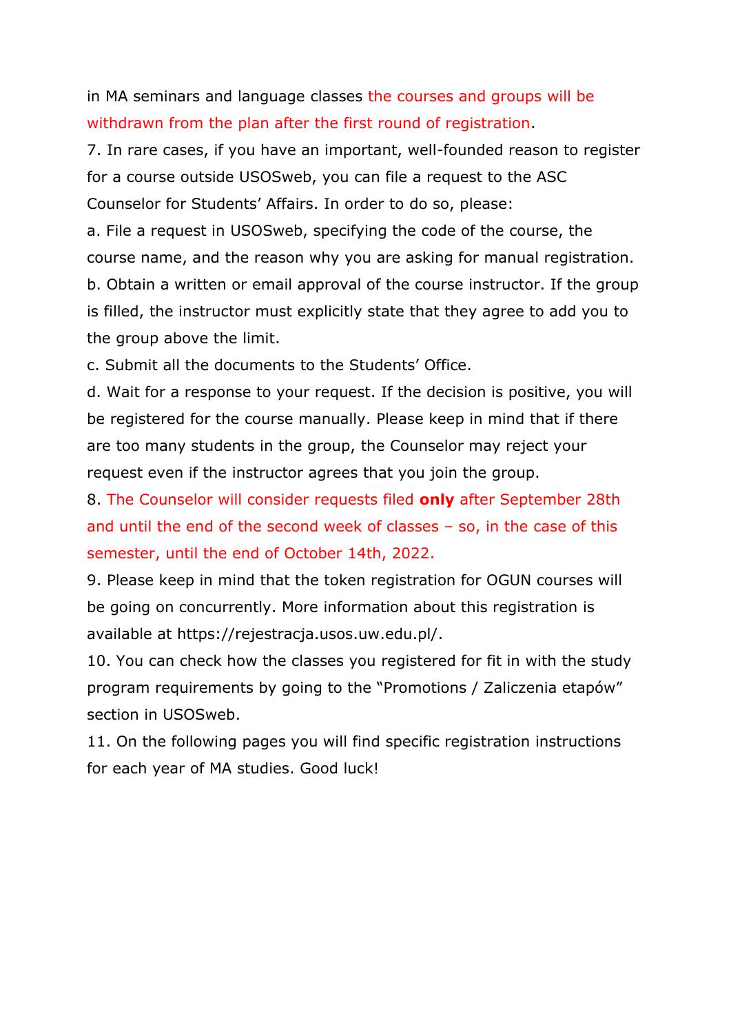in MA seminars and language classes the courses and groups will be withdrawn from the plan after the first round of registration.

7. In rare cases, if you have an important, well-founded reason to register for a course outside USOSweb, you can file a request to the ASC Counselor for Students' Affairs. In order to do so, please:

a. File a request in USOSweb, specifying the code of the course, the course name, and the reason why you are asking for manual registration.

b. Obtain a written or email approval of the course instructor. If the group is filled, the instructor must explicitly state that they agree to add you to the group above the limit.

c. Submit all the documents to the Students' Office.

d. Wait for a response to your request. If the decision is positive, you will be registered for the course manually. Please keep in mind that if there are too many students in the group, the Counselor may reject your request even if the instructor agrees that you join the group.

8. The Counselor will consider requests filed **only** after September 28th and until the end of the second week of classes – so, in the case of this semester, until the end of October 14th, 2022.

9. Please keep in mind that the token registration for OGUN courses will be going on concurrently. More information about this registration is available at https://rejestracja.usos.uw.edu.pl/.

10. You can check how the classes you registered for fit in with the study program requirements by going to the "Promotions / Zaliczenia etapów" section in USOSweb.

11. On the following pages you will find specific registration instructions for each year of MA studies. Good luck!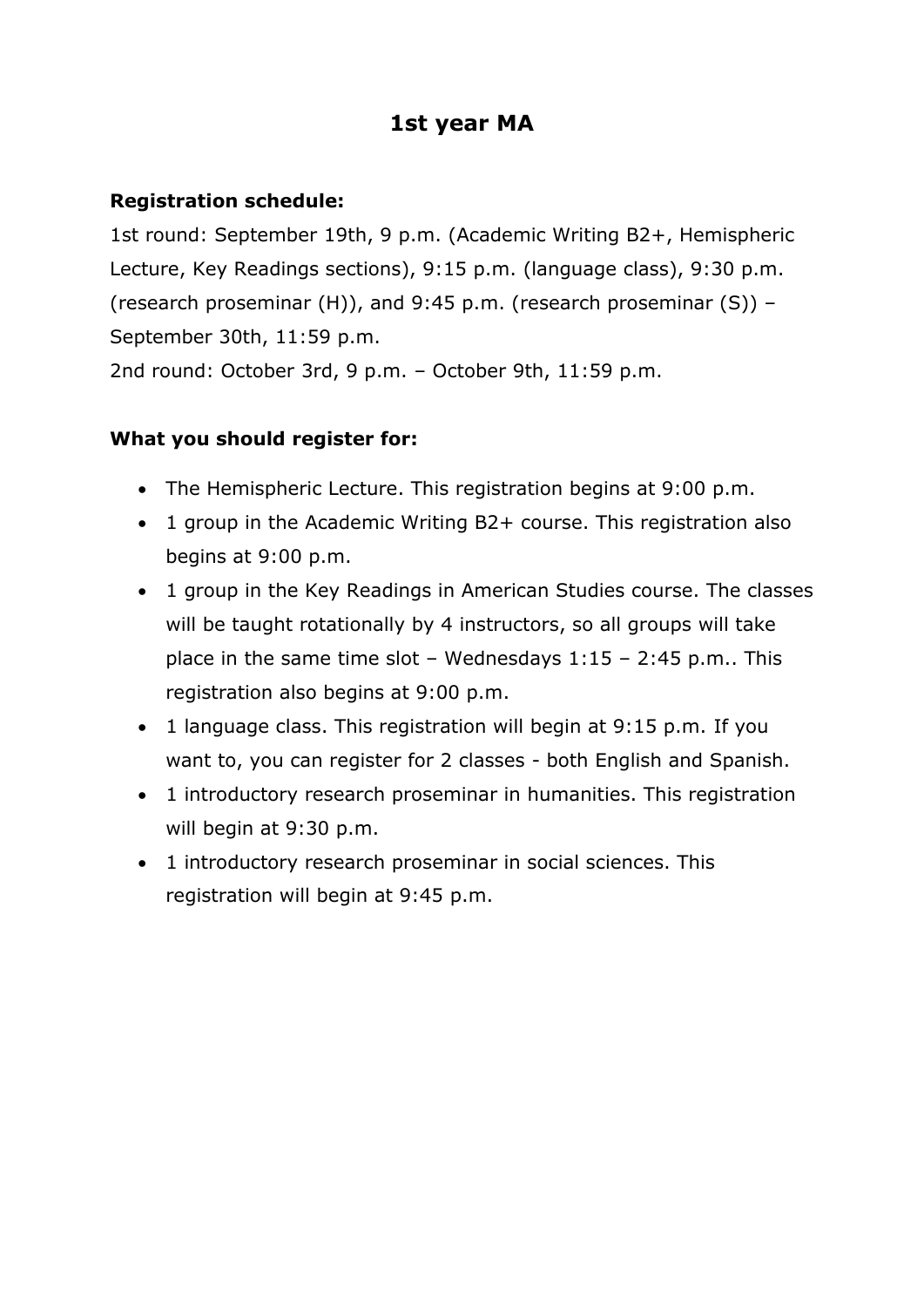# 1st year MA

**Registration schedule:**

1st round: September 19th, 9 p.m. (Academic Writing B2+, Hemispheric Lecture, Key Readings sections), 9:15 p.m. (language class), 9:30 p.m. (research proseminar (H)), and 9:45 p.m. (research proseminar (S)) – September 30th, 11:59 p.m.

2nd round: October 3rd, 9 p.m. – October 9th, 11:59 p.m.

**What you should register for:**

- The Hemispheric Lecture. This registration begins at 9:00 p.m.
- 1 group in the Academic Writing B2+ course. This registration also begins at 9:00 p.m.
- 1 group in the Key Readings in American Studies course. The classes will be taught rotationally by 4 instructors, so all groups will take place in the same time slot – Wednesdays 1:15 – 2:45 p.m.. This registration also begins at 9:00 p.m.
- 1 language class. This registration will begin at 9:15 p.m. If you want to, you can register for 2 classes - both English and Spanish.
- 1 introductory research proseminar in humanities. This registration will begin at 9:30 p.m.
- 1 introductory research proseminar in social sciences. This registration will begin at 9:45 p.m.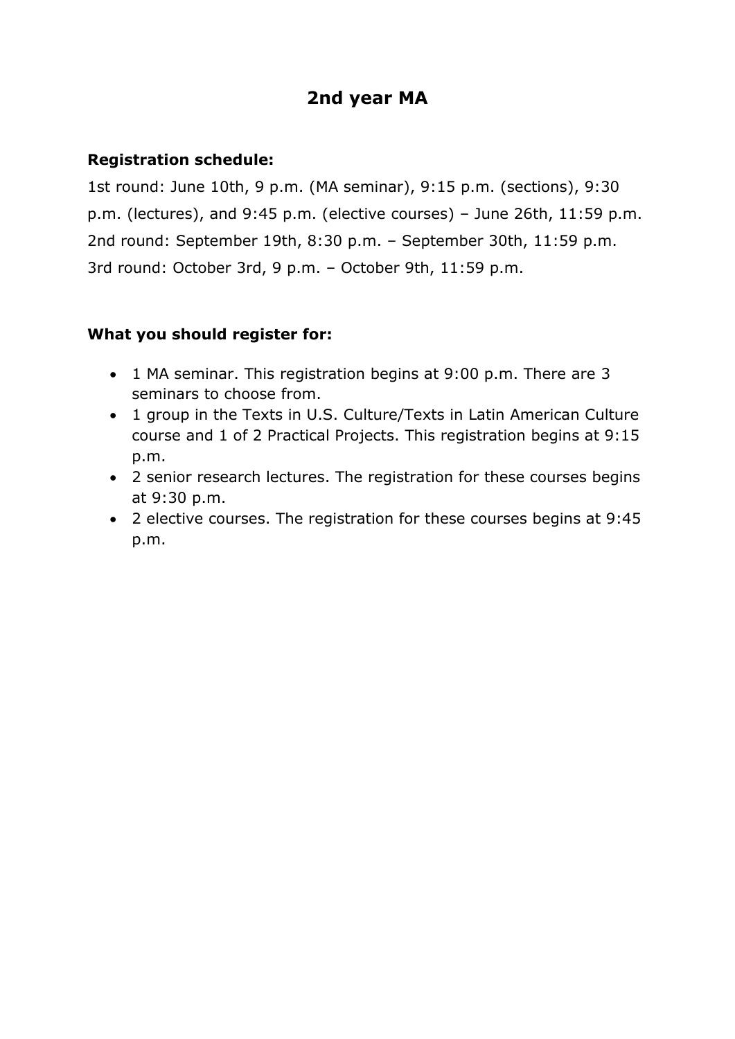## 2nd year MA

**Registration schedule:**

1st round: June 10th, 9 p.m. (MA seminar), 9:15 p.m. (sections), 9:30 p.m. (lectures), and 9:45 p.m. (elective courses) – June 26th, 11:59 p.m.
2nd round: September 19th, 8:30 p.m. – September 30th, 11:59 p.m.
3rd round: October 3rd, 9 p.m. – October 9th, 11:59 p.m.

**What you should register for:**

- 1 MA seminar. This registration begins at 9:00 p.m. There are 3 seminars to choose from.
- 1 group in the Texts in U.S. Culture/Texts in Latin American Culture course and 1 of 2 Practical Projects. This registration begins at 9:15 p.m.
- 2 senior research lectures. The registration for these courses begins at 9:30 p.m.
- 2 elective courses. The registration for these courses begins at 9:45 p.m.